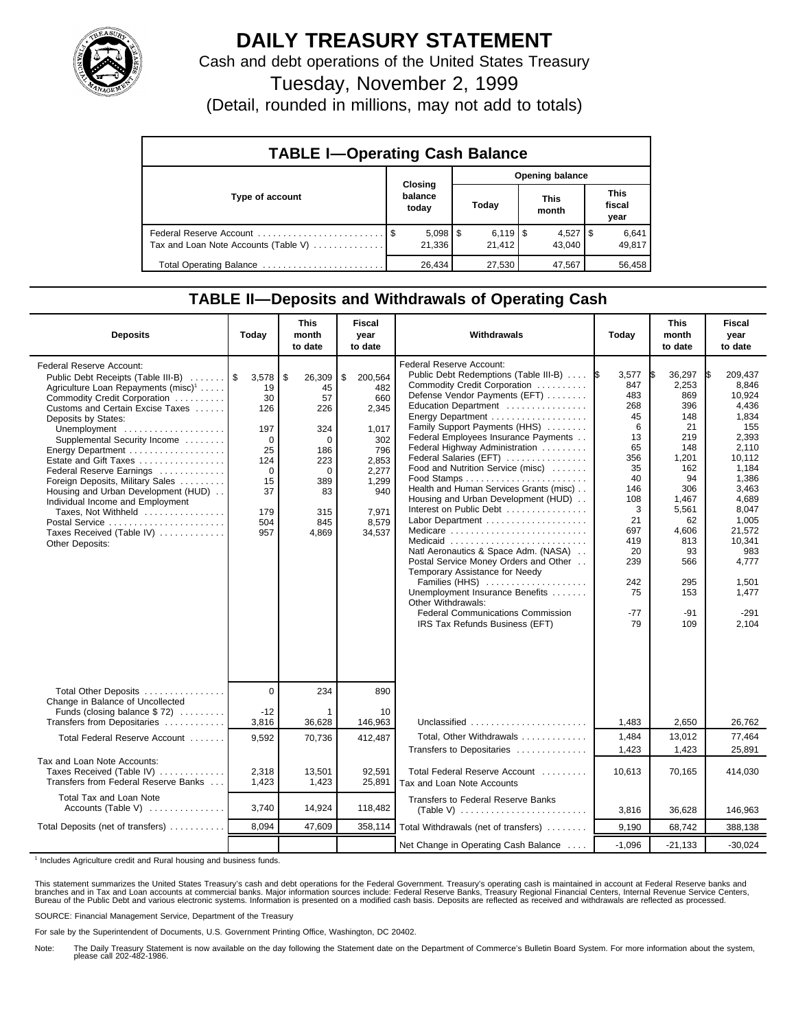# DAILY TREASURY STATEMENT

Cash and debt operations of the United States Treasury

Tuesday, November 2, 1999

(Detail, rounded in millions, may not add to totals)

## TABLE I—Operating Cash Balance

| Type of account | Closing balance today | Opening balance | | |
|---|---|---|---|---|
| | | Today | This month | This fiscal year |
| Federal Reserve Account | $ 5,098 | $ 6,119 | $ 4,527 | $ 6,641 |
| Tax and Loan Note Accounts (Table V) | 21,336 | 21,412 | 43,040 | 49,817 |
| Total Operating Balance | 26,434 | 27,530 | 47,567 | 56,458 |

## TABLE II—Deposits and Withdrawals of Operating Cash

| Deposits | Today | This month to date | Fiscal year to date |
|---|---|---|---|
| Federal Reserve Account: | | | |
| Public Debt Receipts (Table III-B) | $ 3,578 | $ 26,309 | $ 200,564 |
| Agriculture Loan Repayments (misc)[1] | 19 | 45 | 482 |
| Commodity Credit Corporation | 30 | 57 | 660 |
| Customs and Certain Excise Taxes | 126 | 226 | 2,345 |
| Deposits by States: | | | |
| Unemployment | 197 | 324 | 1,017 |
| Supplemental Security Income | 0 | 0 | 302 |
| Energy Department | 25 | 186 | 796 |
| Estate and Gift Taxes | 124 | 223 | 2,853 |
| Federal Reserve Earnings | 0 | 0 | 2,277 |
| Foreign Deposits, Military Sales | 15 | 389 | 1,299 |
| Housing and Urban Development (HUD) | 37 | 83 | 940 |
| Individual Income and Employment Taxes, Not Withheld | 179 | 315 | 7,971 |
| Postal Service | 504 | 845 | 8,579 |
| Taxes Received (Table IV) | 957 | 4,869 | 34,537 |
| Other Deposits: | | | |
| Total Other Deposits | 0 | 234 | 890 |
| Change in Balance of Uncollected Funds (closing balance $ 72) | -12 | 1 | 10 |
| Transfers from Depositaries | 3,816 | 36,628 | 146,963 |
| Total Federal Reserve Account | 9,592 | 70,736 | 412,487 |
| Tax and Loan Note Accounts: | | | |
| Taxes Received (Table IV) | 2,318 | 13,501 | 92,591 |
| Transfers from Federal Reserve Banks | 1,423 | 1,423 | 25,891 |
| Total Tax and Loan Note Accounts (Table V) | 3,740 | 14,924 | 118,482 |
| Total Deposits (net of transfers) | 8,094 | 47,609 | 358,114 |

| Withdrawals | Today | This month to date | Fiscal year to date |
|---|---|---|---|
| Federal Reserve Account: | | | |
| Public Debt Redemptions (Table III-B) | $ 3,577 | $ 36,297 | $ 209,437 |
| Commodity Credit Corporation | 847 | 2,253 | 8,846 |
| Defense Vendor Payments (EFT) | 483 | 869 | 10,924 |
| Education Department | 268 | 396 | 4,436 |
| Energy Department | 45 | 148 | 1,834 |
| Family Support Payments (HHS) | 6 | 21 | 155 |
| Federal Employees Insurance Payments | 13 | 219 | 2,393 |
| Federal Highway Administration | 65 | 148 | 2,110 |
| Federal Salaries (EFT) | 356 | 1,201 | 10,112 |
| Food and Nutrition Service (misc) | 35 | 162 | 1,184 |
| Food Stamps | 40 | 94 | 1,386 |
| Health and Human Services Grants (misc) | 146 | 306 | 3,463 |
| Housing and Urban Development (HUD) | 108 | 1,467 | 4,689 |
| Interest on Public Debt | 3 | 5,561 | 8,047 |
| Labor Department | 21 | 62 | 1,005 |
| Medicare | 697 | 4,606 | 21,572 |
| Medicaid | 419 | 813 | 10,341 |
| Natl Aeronautics & Space Adm. (NASA) | 20 | 93 | 983 |
| Postal Service Money Orders and Other | 239 | 566 | 4,777 |
| Temporary Assistance for Needy Families (HHS) | 242 | 295 | 1,501 |
| Unemployment Insurance Benefits | 75 | 153 | 1,477 |
| Other Withdrawals: | | | |
| Federal Communications Commission | -77 | -91 | -291 |
| IRS Tax Refunds Business (EFT) | 79 | 109 | 2,104 |
| Unclassified | 1,483 | 2,650 | 26,762 |
| Total, Other Withdrawals | 1,484 | 13,012 | 77,464 |
| Transfers to Depositaries | 1,423 | 1,423 | 25,891 |
| Total Federal Reserve Account | 10,613 | 70,165 | 414,030 |
| Tax and Loan Note Accounts | | | |
| Transfers to Federal Reserve Banks (Table V) | 3,816 | 36,628 | 146,963 |
| Total Withdrawals (net of transfers) | 9,190 | 68,742 | 388,138 |
| Net Change in Operating Cash Balance | -1,096 | -21,133 | -30,024 |

[1] Includes Agriculture credit and Rural housing and business funds.

This statement summarizes the United States Treasury's cash and debt operations for the Federal Government. Treasury's operating cash is maintained in account at Federal Reserve banks and branches and in Tax and Loan accounts at commercial banks. Major information sources include: Federal Reserve Banks, Treasury Regional Financial Centers, Internal Revenue Service Centers, Bureau of the Public Debt and various electronic systems. Information is presented on a modified cash basis. Deposits are reflected as received and withdrawals are reflected as processed.

SOURCE: Financial Management Service, Department of the Treasury

For sale by the Superintendent of Documents, U.S. Government Printing Office, Washington, DC 20402.

Note: The Daily Treasury Statement is now available on the day following the Statement date on the Department of Commerce's Bulletin Board System. For more information about the system, please call 202-482-1986.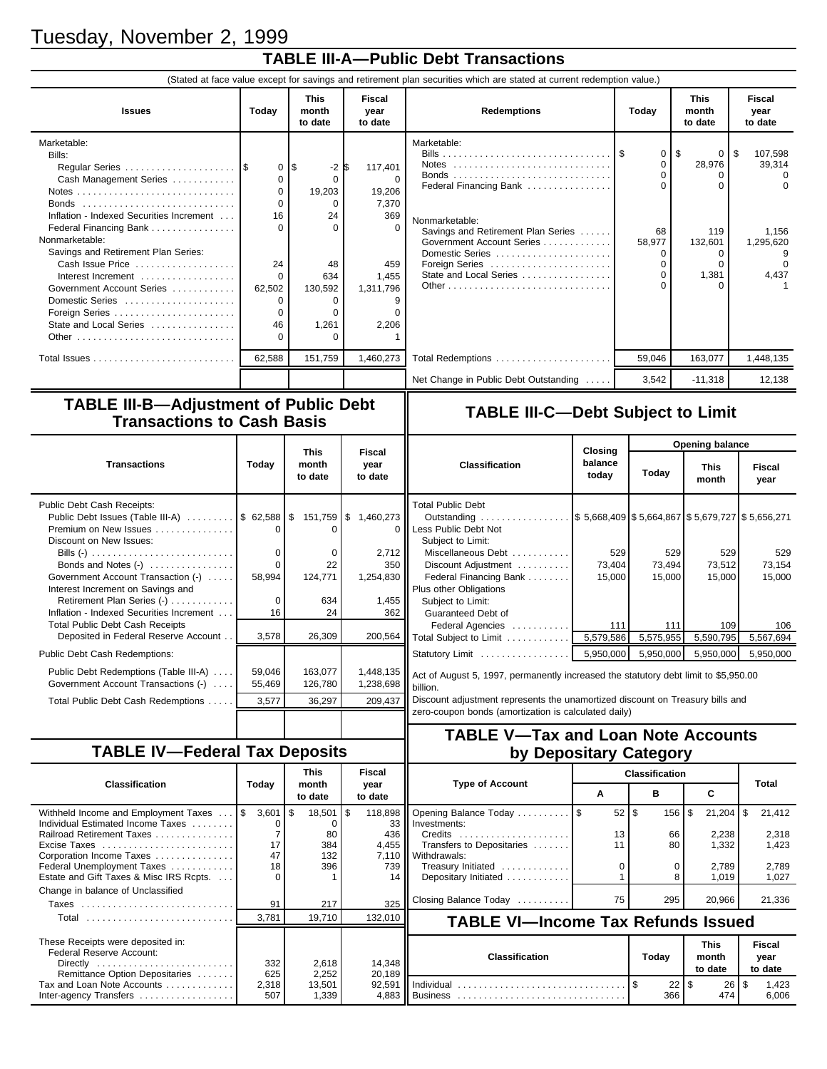Tuesday, November 2, 1999

## TABLE III-A—Public Debt Transactions

(Stated at face value except for savings and retirement plan securities which are stated at current redemption value.)

| Issues | Today | This month to date | Fiscal year to date |
|---|---|---|---|
| Marketable: | | | |
| Bills: | | | |
| Regular Series | $ 0 | $ -2 | $ 117,401 |
| Cash Management Series | 0 | 0 | 0 |
| Notes | 0 | 19,203 | 19,206 |
| Bonds | 0 | 0 | 7,370 |
| Inflation - Indexed Securities Increment | 16 | 24 | 369 |
| Federal Financing Bank | 0 | 0 | 0 |
| Nonmarketable: | | | |
| Savings and Retirement Plan Series: | | | |
| Cash Issue Price | 24 | 48 | 459 |
| Interest Increment | 0 | 634 | 1,455 |
| Government Account Series | 62,502 | 130,592 | 1,311,796 |
| Domestic Series | 0 | 0 | 9 |
| Foreign Series | 0 | 0 | 0 |
| State and Local Series | 46 | 1,261 | 2,206 |
| Other | 0 | 0 | 1 |
| Total Issues | 62,588 | 151,759 | 1,460,273 |

| Redemptions | Today | This month to date | Fiscal year to date |
|---|---|---|---|
| Marketable: | | | |
| Bills | $ 0 | $ 0 | $ 107,598 |
| Notes | 0 | 28,976 | 39,314 |
| Bonds | 0 | 0 | 0 |
| Federal Financing Bank | 0 | 0 | 0 |
| Nonmarketable: | | | |
| Savings and Retirement Plan Series | 68 | 119 | 1,156 |
| Government Account Series | 58,977 | 132,601 | 1,295,620 |
| Domestic Series | 0 | 0 | 9 |
| Foreign Series | 0 | 0 | 0 |
| State and Local Series | 0 | 1,381 | 4,437 |
| Other | 0 | 0 | 1 |
| Total Redemptions | 59,046 | 163,077 | 1,448,135 |
| Net Change in Public Debt Outstanding | 3,542 | -11,318 | 12,138 |

## TABLE III-B—Adjustment of Public Debt Transactions to Cash Basis

| Transactions | Today | This month to date | Fiscal year to date |
|---|---|---|---|
| Public Debt Cash Receipts: | | | |
| Public Debt Issues (Table III-A) | $ 62,588 | $ 151,759 | $ 1,460,273 |
| Premium on New Issues | 0 | 0 | 0 |
| Discount on New Issues: | | | |
| Bills (-) | 0 | 0 | 2,712 |
| Bonds and Notes (-) | 0 | 22 | 350 |
| Government Account Transaction (-) | 58,994 | 124,771 | 1,254,830 |
| Interest Increment on Savings and Retirement Plan Series (-) | 0 | 634 | 1,455 |
| Inflation - Indexed Securities Increment | 16 | 24 | 362 |
| Total Public Debt Cash Receipts Deposited in Federal Reserve Account | 3,578 | 26,309 | 200,564 |
| Public Debt Cash Redemptions: | | | |
| Public Debt Redemptions (Table III-A) | 59,046 | 163,077 | 1,448,135 |
| Government Account Transactions (-) | 55,469 | 126,780 | 1,238,698 |
| Total Public Debt Cash Redemptions | 3,577 | 36,297 | 209,437 |

## TABLE III-C—Debt Subject to Limit

| Classification | Closing balance today | Opening balance Today | This month | Fiscal year |
|---|---|---|---|---|
| Total Public Debt Outstanding | $ 5,668,409 | $ 5,664,867 | $ 5,679,727 | $ 5,656,271 |
| Less Public Debt Not Subject to Limit: | | | | |
| Miscellaneous Debt | 529 | 529 | 529 | 529 |
| Discount Adjustment | 73,404 | 73,494 | 73,512 | 73,154 |
| Federal Financing Bank | 15,000 | 15,000 | 15,000 | 15,000 |
| Plus other Obligations Subject to Limit: | | | | |
| Guaranteed Debt of Federal Agencies | 111 | 111 | 109 | 106 |
| Total Subject to Limit | 5,579,586 | 5,575,955 | 5,590,795 | 5,567,694 |
| Statutory Limit | 5,950,000 | 5,950,000 | 5,950,000 | 5,950,000 |

Act of August 5, 1997, permanently increased the statutory debt limit to $5,950.00 billion.

Discount adjustment represents the unamortized discount on Treasury bills and zero-coupon bonds (amortization is calculated daily)

## TABLE IV—Federal Tax Deposits

| Classification | Today | This month to date | Fiscal year to date |
|---|---|---|---|
| Withheld Income and Employment Taxes | $ 3,601 | $ 18,501 | $ 118,898 |
| Individual Estimated Income Taxes | 0 | 0 | 33 |
| Railroad Retirement Taxes | 7 | 80 | 436 |
| Excise Taxes | 17 | 384 | 4,455 |
| Corporation Income Taxes | 47 | 132 | 7,110 |
| Federal Unemployment Taxes | 18 | 396 | 739 |
| Estate and Gift Taxes & Misc IRS Rcpts. | 0 | 1 | 14 |
| Change in balance of Unclassified Taxes | 91 | 217 | 325 |
| Total | 3,781 | 19,710 | 132,010 |
| These Receipts were deposited in: | | | |
| Federal Reserve Account: | | | |
| Directly | 332 | 2,618 | 14,348 |
| Remittance Option Depositaries | 625 | 2,252 | 20,189 |
| Tax and Loan Note Accounts | 2,318 | 13,501 | 92,591 |
| Inter-agency Transfers | 507 | 1,339 | 4,883 |

## TABLE V—Tax and Loan Note Accounts by Depositary Category

| Type of Account | Classification A | B | C | Total |
|---|---|---|---|---|
| Opening Balance Today | $ 52 | $ 156 | $ 21,204 | $ 21,412 |
| Investments: | | | | |
| Credits | 13 | 66 | 2,238 | 2,318 |
| Transfers to Depositaries | 11 | 80 | 1,332 | 1,423 |
| Withdrawals: | | | | |
| Treasury Initiated | 0 | 0 | 2,789 | 2,789 |
| Depositary Initiated | 1 | 8 | 1,019 | 1,027 |
| Closing Balance Today | 75 | 295 | 20,966 | 21,336 |

## TABLE VI—Income Tax Refunds Issued

| Classification | Today | This month to date | Fiscal year to date |
|---|---|---|---|
| Individual | $ 22 | $ 26 | $ 1,423 |
| Business | 366 | 474 | 6,006 |